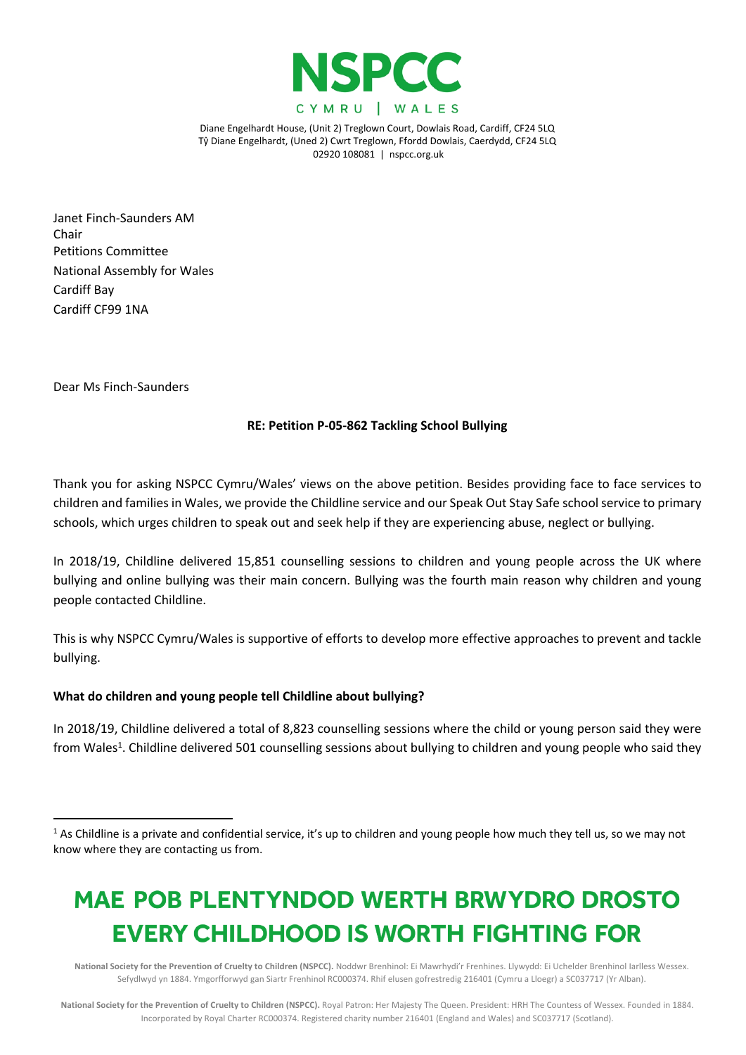**NSPCC**

CYMRU | WALES

Diane Engelhardt House, (Unit 2) Treglown Court, Dowlais Road, Cardiff, CF24 5LQ
Tŷ Diane Engelhardt, (Uned 2) Cwrt Treglown, Ffordd Dowlais, Caerdydd, CF24 5LQ
02920 108081 | nspcc.org.uk

Janet Finch-Saunders AM
Chair
Petitions Committee
National Assembly for Wales
Cardiff Bay
Cardiff CF99 1NA

Dear Ms Finch-Saunders

**RE: Petition P-05-862 Tackling School Bullying**

Thank you for asking NSPCC Cymru/Wales' views on the above petition. Besides providing face to face services to children and families in Wales, we provide the Childline service and our Speak Out Stay Safe school service to primary schools, which urges children to speak out and seek help if they are experiencing abuse, neglect or bullying.

In 2018/19, Childline delivered 15,851 counselling sessions to children and young people across the UK where bullying and online bullying was their main concern. Bullying was the fourth main reason why children and young people contacted Childline.

This is why NSPCC Cymru/Wales is supportive of efforts to develop more effective approaches to prevent and tackle bullying.

**What do children and young people tell Childline about bullying?**

In 2018/19, Childline delivered a total of 8,823 counselling sessions where the child or young person said they were from Wales[1]. Childline delivered 501 counselling sessions about bullying to children and young people who said they

[1] As Childline is a private and confidential service, it's up to children and young people how much they tell us, so we may not know where they are contacting us from.

**MAE POB PLENTYNDOD WERTH BRWYDRO DROSTO**
**EVERY CHILDHOOD IS WORTH FIGHTING FOR**

**National Society for the Prevention of Cruelty to Children (NSPCC).** Noddwr Brenhinol: Ei Mawrhydi'r Frenhines. Llywydd: Ei Uchelder Brenhinol Iarlless Wessex. Sefydlwyd yn 1884. Ymgorfforwyd gan Siartr Frenhinol RC000374. Rhif elusen gofrestredig 216401 (Cymru a Lloegr) a SC037717 (Yr Alban).

**National Society for the Prevention of Cruelty to Children (NSPCC).** Royal Patron: Her Majesty The Queen. President: HRH The Countess of Wessex. Founded in 1884. Incorporated by Royal Charter RC000374. Registered charity number 216401 (England and Wales) and SC037717 (Scotland).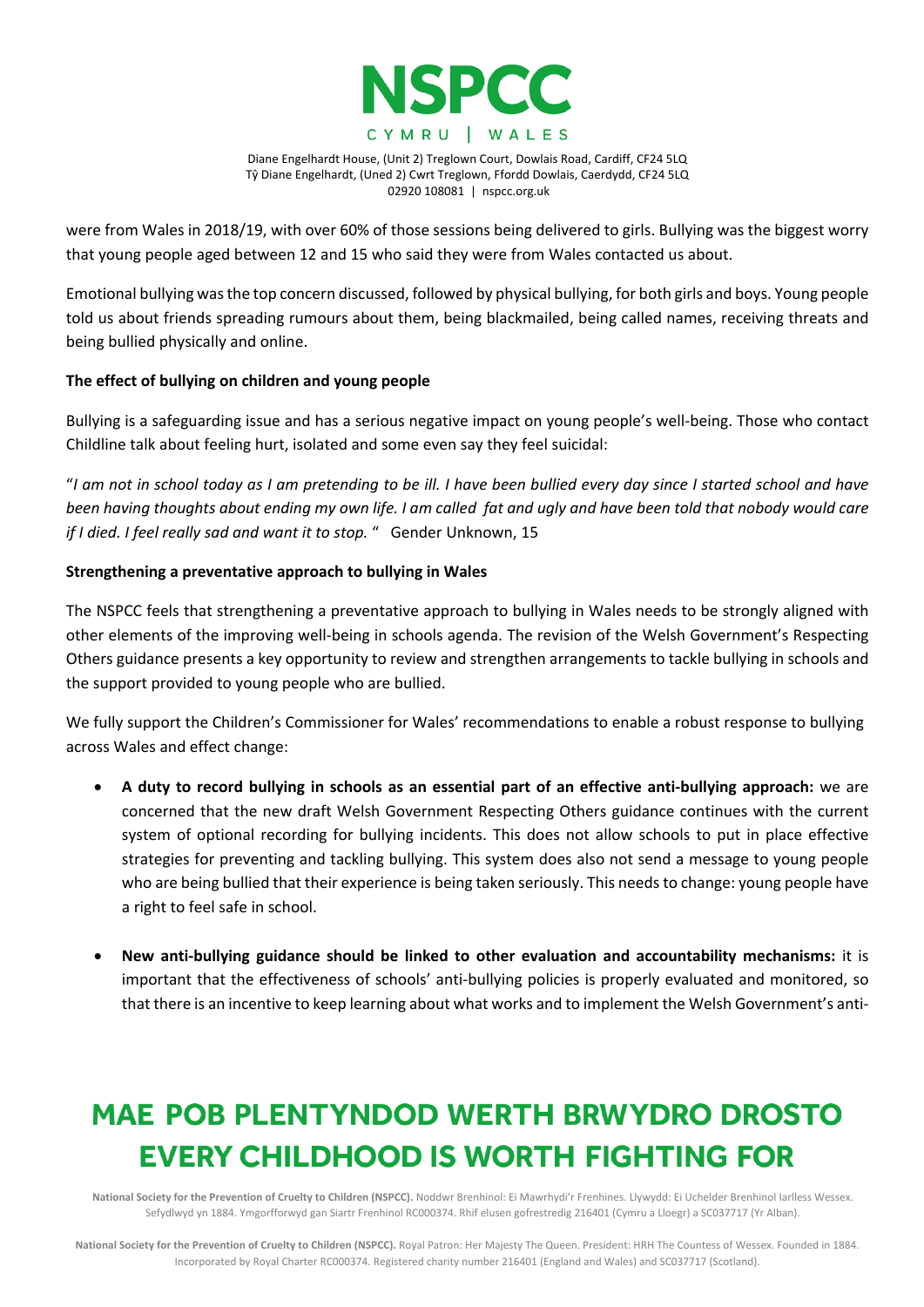were from Wales in 2018/19, with over 60% of those sessions being delivered to girls. Bullying was the biggest worry that young people aged between 12 and 15 who said they were from Wales contacted us about.

Emotional bullying was the top concern discussed, followed by physical bullying, for both girls and boys. Young people told us about friends spreading rumours about them, being blackmailed, being called names, receiving threats and being bullied physically and online.

**The effect of bullying on children and young people**

Bullying is a safeguarding issue and has a serious negative impact on young people's well-being. Those who contact Childline talk about feeling hurt, isolated and some even say they feel suicidal:

"*I am not in school today as I am pretending to be ill. I have been bullied every day since I started school and have been having thoughts about ending my own life. I am called fat and ugly and have been told that nobody would care if I died. I feel really sad and want it to stop.* " Gender Unknown, 15

**Strengthening a preventative approach to bullying in Wales**

The NSPCC feels that strengthening a preventative approach to bullying in Wales needs to be strongly aligned with other elements of the improving well-being in schools agenda. The revision of the Welsh Government's Respecting Others guidance presents a key opportunity to review and strengthen arrangements to tackle bullying in schools and the support provided to young people who are bullied.

We fully support the Children's Commissioner for Wales' recommendations to enable a robust response to bullying across Wales and effect change:

- **A duty to record bullying in schools as an essential part of an effective anti-bullying approach:** we are concerned that the new draft Welsh Government Respecting Others guidance continues with the current system of optional recording for bullying incidents. This does not allow schools to put in place effective strategies for preventing and tackling bullying. This system does also not send a message to young people who are being bullied that their experience is being taken seriously. This needs to change: young people have a right to feel safe in school.

- **New anti-bullying guidance should be linked to other evaluation and accountability mechanisms:** it is important that the effectiveness of schools' anti-bullying policies is properly evaluated and monitored, so that there is an incentive to keep learning about what works and to implement the Welsh Government's anti-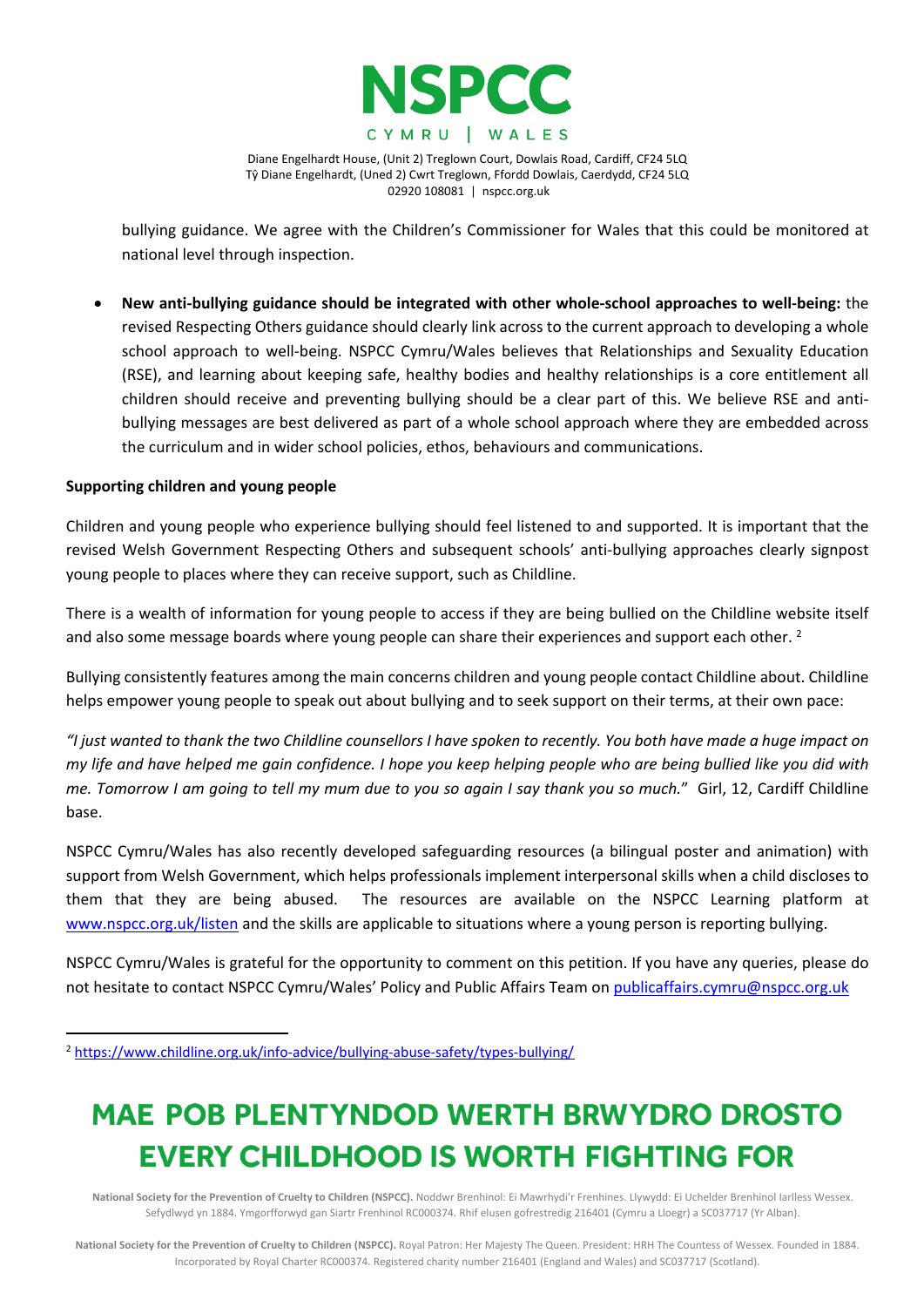bullying guidance. We agree with the Children's Commissioner for Wales that this could be monitored at national level through inspection.

- **New anti-bullying guidance should be integrated with other whole-school approaches to well-being:** the revised Respecting Others guidance should clearly link across to the current approach to developing a whole school approach to well-being. NSPCC Cymru/Wales believes that Relationships and Sexuality Education (RSE), and learning about keeping safe, healthy bodies and healthy relationships is a core entitlement all children should receive and preventing bullying should be a clear part of this. We believe RSE and anti-bullying messages are best delivered as part of a whole school approach where they are embedded across the curriculum and in wider school policies, ethos, behaviours and communications.

**Supporting children and young people**

Children and young people who experience bullying should feel listened to and supported. It is important that the revised Welsh Government Respecting Others and subsequent schools' anti-bullying approaches clearly signpost young people to places where they can receive support, such as Childline.

There is a wealth of information for young people to access if they are being bullied on the Childline website itself and also some message boards where young people can share their experiences and support each other. [2]

Bullying consistently features among the main concerns children and young people contact Childline about. Childline helps empower young people to speak out about bullying and to seek support on their terms, at their own pace:

*"I just wanted to thank the two Childline counsellors I have spoken to recently. You both have made a huge impact on my life and have helped me gain confidence. I hope you keep helping people who are being bullied like you did with me. Tomorrow I am going to tell my mum due to you so again I say thank you so much."* Girl, 12, Cardiff Childline base.

NSPCC Cymru/Wales has also recently developed safeguarding resources (a bilingual poster and animation) with support from Welsh Government, which helps professionals implement interpersonal skills when a child discloses to them that they are being abused. The resources are available on the NSPCC Learning platform at www.nspcc.org.uk/listen and the skills are applicable to situations where a young person is reporting bullying.

NSPCC Cymru/Wales is grateful for the opportunity to comment on this petition. If you have any queries, please do not hesitate to contact NSPCC Cymru/Wales' Policy and Public Affairs Team on publicaffairs.cymru@nspcc.org.uk

[2] https://www.childline.org.uk/info-advice/bullying-abuse-safety/types-bullying/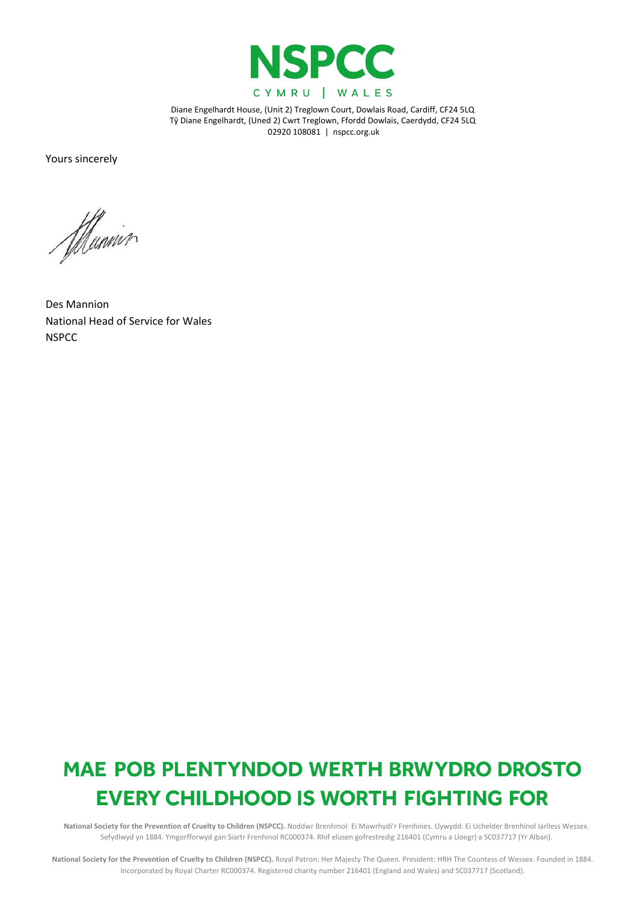Diane Engelhardt House, (Unit 2) Treglown Court, Dowlais Road, Cardiff, CF24 5LQ
Tŷ Diane Engelhardt, (Uned 2) Cwrt Treglown, Ffordd Dowlais, Caerdydd, CF24 5LQ
02920 108081 | nspcc.org.uk

Yours sincerely

Des Mannion
National Head of Service for Wales
NSPCC

**MAE POB PLENTYNDOD WERTH BRWYDRO DROSTO**
**EVERY CHILDHOOD IS WORTH FIGHTING FOR**

**National Society for the Prevention of Cruelty to Children (NSPCC).** Noddwr Brenhinol: Ei Mawrhydi'r Frenhines. Llywydd: Ei Uchelder Brenhinol Iarlless Wessex. Sefydlwyd yn 1884. Ymgorfforwyd gan Siartr Frenhinol RC000374. Rhif elusen gofrestredig 216401 (Cymru a Lloegr) a SC037717 (Yr Alban).

**National Society for the Prevention of Cruelty to Children (NSPCC).** Royal Patron: Her Majesty The Queen. President: HRH The Countess of Wessex. Founded in 1884. Incorporated by Royal Charter RC000374. Registered charity number 216401 (England and Wales) and SC037717 (Scotland).